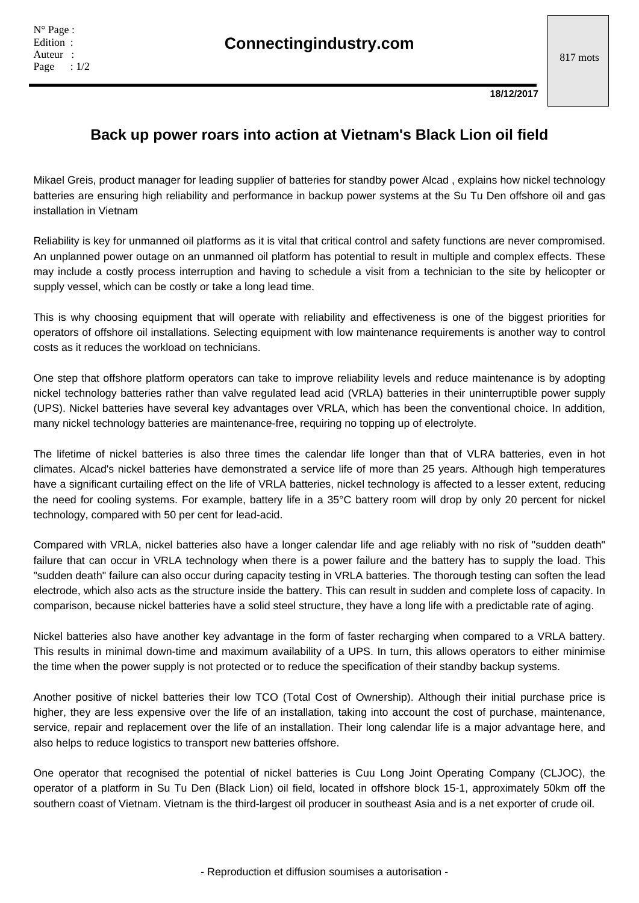# Back up power roars into action at Vietnam's Black Lion oil field

Mikael Greis, product manager for leading supplier of batteries for standby power Alcad , explains how nickel technology batteries are ensuring high reliability and performance in backup power systems at the Su Tu Den offshore oil and gas installation in Vietnam

Reliability is key for unmanned oil platforms as it is vital that critical control and safety functions are never compromised. An unplanned power outage on an unmanned oil platform has potential to result in multiple and complex effects. These may include a costly process interruption and having to schedule a visit from a technician to the site by helicopter or supply vessel, which can be costly or take a long lead time.

This is why choosing equipment that will operate with reliability and effectiveness is one of the biggest priorities for operators of offshore oil installations. Selecting equipment with low maintenance requirements is another way to control costs as it reduces the workload on technicians.

One step that offshore platform operators can take to improve reliability levels and reduce maintenance is by adopting nickel technology batteries rather than valve regulated lead acid (VRLA) batteries in their uninterruptible power supply (UPS). Nickel batteries have several key advantages over VRLA, which has been the conventional choice. In addition, many nickel technology batteries are maintenance-free, requiring no topping up of electrolyte.

The lifetime of nickel batteries is also three times the calendar life longer than that of VLRA batteries, even in hot climates. Alcad's nickel batteries have demonstrated a service life of more than 25 years. Although high temperatures have a significant curtailing effect on the life of VRLA batteries, nickel technology is affected to a lesser extent, reducing the need for cooling systems. For example, battery life in a 35°C battery room will drop by only 20 percent for nickel technology, compared with 50 per cent for lead-acid.

Compared with VRLA, nickel batteries also have a longer calendar life and age reliably with no risk of "sudden death" failure that can occur in VRLA technology when there is a power failure and the battery has to supply the load. This "sudden death" failure can also occur during capacity testing in VRLA batteries. The thorough testing can soften the lead electrode, which also acts as the structure inside the battery. This can result in sudden and complete loss of capacity. In comparison, because nickel batteries have a solid steel structure, they have a long life with a predictable rate of aging.

Nickel batteries also have another key advantage in the form of faster recharging when compared to a VRLA battery. This results in minimal down-time and maximum availability of a UPS. In turn, this allows operators to either minimise the time when the power supply is not protected or to reduce the specification of their standby backup systems.

Another positive of nickel batteries their low TCO (Total Cost of Ownership). Although their initial purchase price is higher, they are less expensive over the life of an installation, taking into account the cost of purchase, maintenance, service, repair and replacement over the life of an installation. Their long calendar life is a major advantage here, and also helps to reduce logistics to transport new batteries offshore.

One operator that recognised the potential of nickel batteries is Cuu Long Joint Operating Company (CLJOC), the operator of a platform in Su Tu Den (Black Lion) oil field, located in offshore block 15-1, approximately 50km off the southern coast of Vietnam. Vietnam is the third-largest oil producer in southeast Asia and is a net exporter of crude oil.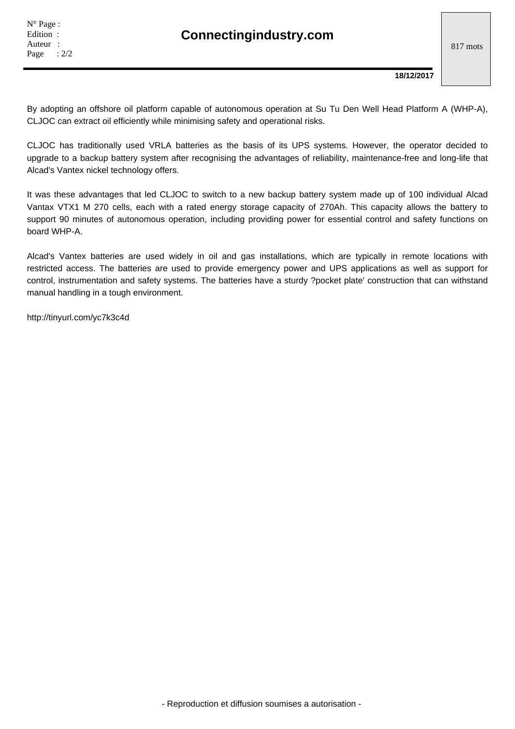By adopting an offshore oil platform capable of autonomous operation at Su Tu Den Well Head Platform A (WHP-A), CLJOC can extract oil efficiently while minimising safety and operational risks.

CLJOC has traditionally used VRLA batteries as the basis of its UPS systems. However, the operator decided to upgrade to a backup battery system after recognising the advantages of reliability, maintenance-free and long-life that Alcad's Vantex nickel technology offers.

It was these advantages that led CLJOC to switch to a new backup battery system made up of 100 individual Alcad Vantax VTX1 M 270 cells, each with a rated energy storage capacity of 270Ah. This capacity allows the battery to support 90 minutes of autonomous operation, including providing power for essential control and safety functions on board WHP-A.

Alcad's Vantex batteries are used widely in oil and gas installations, which are typically in remote locations with restricted access. The batteries are used to provide emergency power and UPS applications as well as support for control, instrumentation and safety systems. The batteries have a sturdy ?pocket plate' construction that can withstand manual handling in a tough environment.

http://tinyurl.com/yc7k3c4d